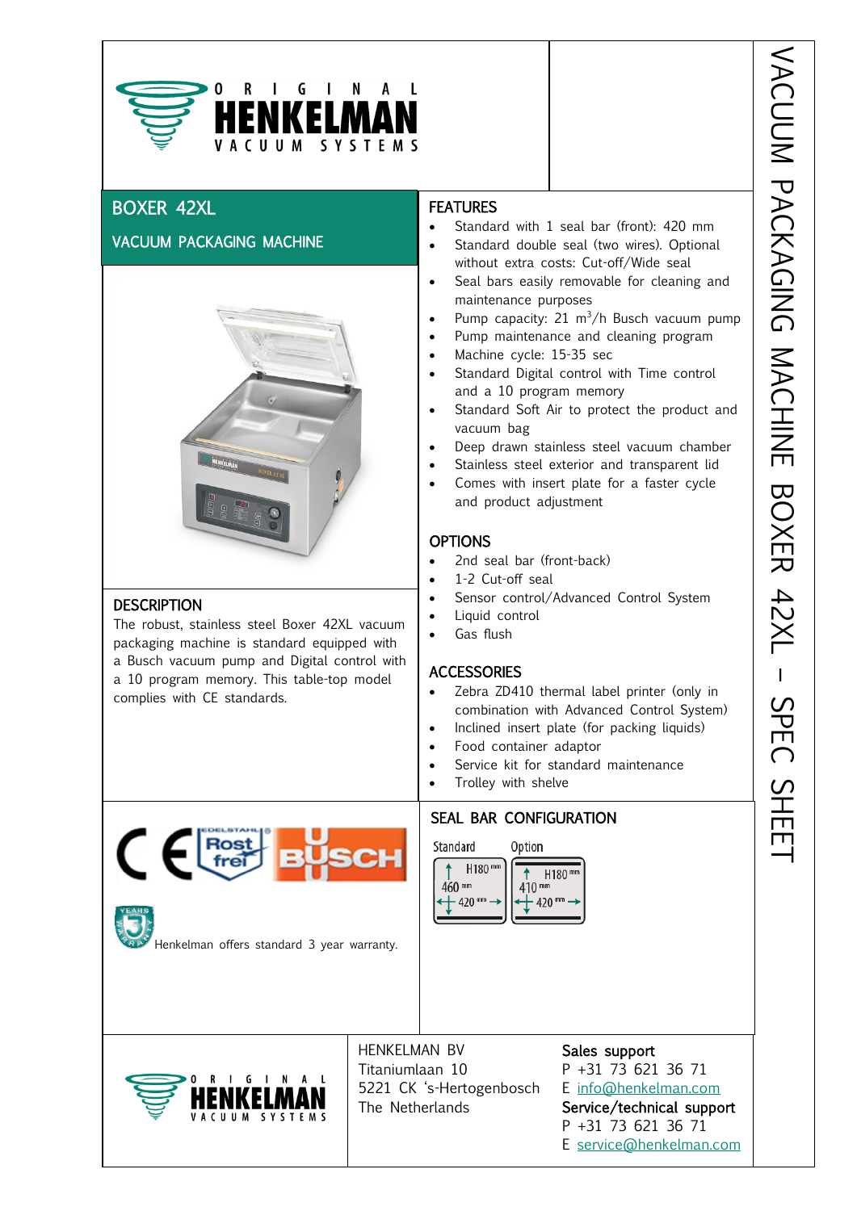ORIGINAL HENKELMAN VACUUM SYSTEMS

# VACUUM PACKAGING MACHINE BOXER 42XL – SPEC SHEET

## BOXER 42XL

## VACUUM PACKAGING MACHINE

### DESCRIPTION

The robust, stainless steel Boxer 42XL vacuum packaging machine is standard equipped with a Busch vacuum pump and Digital control with a 10 program memory. This table-top model complies with CE standards.

### FEATURES

- Standard with 1 seal bar (front): 420 mm
- Standard double seal (two wires). Optional without extra costs: Cut-off/Wide seal
- Seal bars easily removable for cleaning and maintenance purposes
- Pump capacity: 21 $m^3$/h Busch vacuum pump
- Pump maintenance and cleaning program
- Machine cycle: 15-35 sec
- Standard Digital control with Time control and a 10 program memory
- Standard Soft Air to protect the product and vacuum bag
- Deep drawn stainless steel vacuum chamber
- Stainless steel exterior and transparent lid
- Comes with insert plate for a faster cycle and product adjustment

### OPTIONS

- 2nd seal bar (front-back)
- 1-2 Cut-off seal
- Sensor control/Advanced Control System
- Liquid control
- Gas flush

### ACCESSORIES

- Zebra ZD410 thermal label printer (only in combination with Advanced Control System)
- Inclined insert plate (for packing liquids)
- Food container adaptor
- Service kit for standard maintenance
- Trolley with shelve

### SEAL BAR CONFIGURATION

| Standard | Option |
|---|---|
| H180 mm, 460 mm, 420 mm | H180 mm, 410 mm, 420 mm |

Henkelman offers standard 3 year warranty.

ORIGINAL HENKELMAN VACUUM SYSTEMS

HENKELMAN BV
Titaniumlaan 10
5221 CK 's-Hertogenbosch
The Netherlands

**Sales support**
P +31 73 621 36 71
E info@henkelman.com

**Service/technical support**
P +31 73 621 36 71
E service@henkelman.com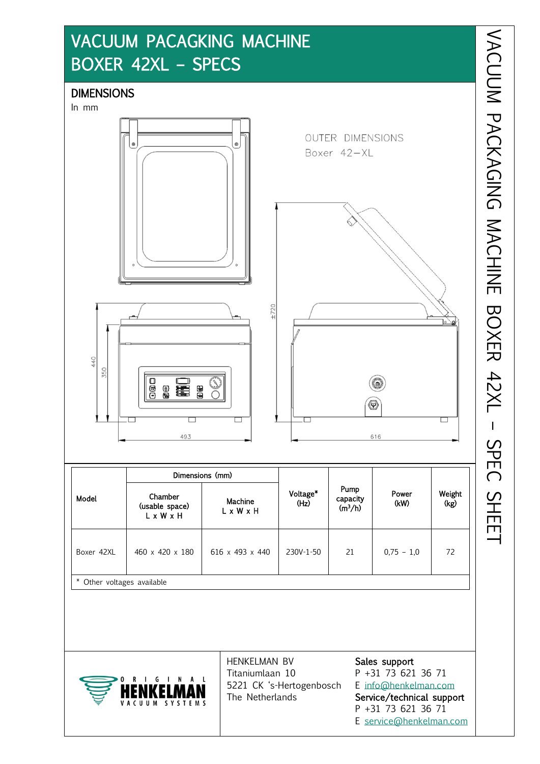# VACUUM PACAGKING MACHINE BOXER 42XL – SPECS

## DIMENSIONS

In mm

OUTER DIMENSIONS
Boxer 42–XL

440
350
493
±720
616

| Model | Dimensions (mm) | | Voltage* (Hz) | Pump capacity ($m^3$/h) | Power (kW) | Weight (kg) |
|---|---|---|---|---|---|---|
| | Chamber (usable space) L x W x H | Machine L x W x H | | | | |
| Boxer 42XL | 460 x 420 x 180 | 616 x 493 x 440 | 230V-1-50 | 21 | 0,75 – 1,0 | 72 |

\* Other voltages available

ORIGINAL HENKELMAN VACUUM SYSTEMS

HENKELMAN BV
Titaniumlaan 10
5221 CK 's-Hertogenbosch
The Netherlands

**Sales support**
P +31 73 621 36 71
E info@henkelman.com

**Service/technical support**
P +31 73 621 36 71
E service@henkelman.com

VACUUM PACKAGING MACHINE BOXER 42XL – SPEC SHEET